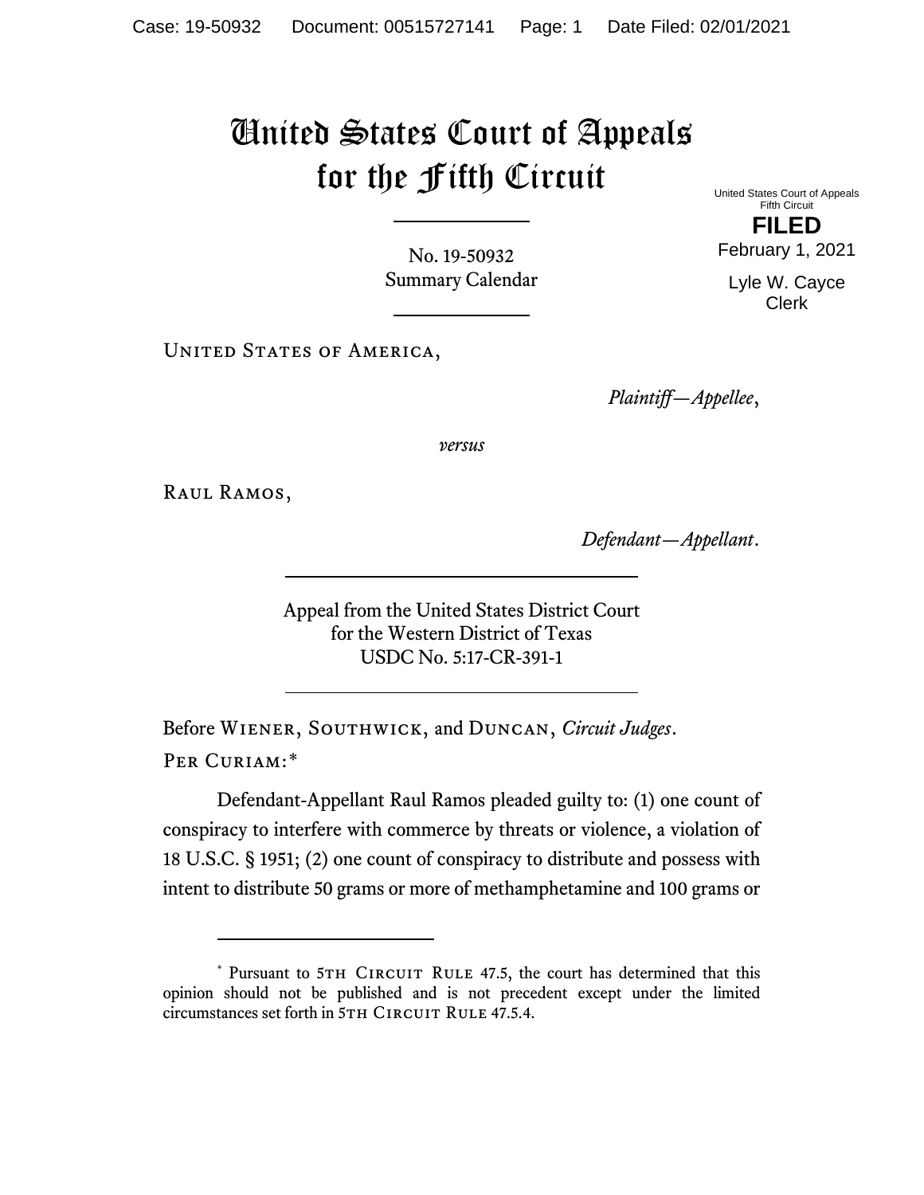# United States Court of Appeals for the Fifth Circuit

United States Court of Appeals
Fifth Circuit

**FILED**

February 1, 2021

Lyle W. Cayce
Clerk

No. 19-50932
Summary Calendar

United States of America,

*Plaintiff—Appellee*,

*versus*

Raul Ramos,

*Defendant—Appellant*.

Appeal from the United States District Court
for the Western District of Texas
USDC No. 5:17-CR-391-1

Before Wiener, Southwick, and Duncan, *Circuit Judges*.

Per Curiam:*

Defendant-Appellant Raul Ramos pleaded guilty to: (1) one count of conspiracy to interfere with commerce by threats or violence, a violation of 18 U.S.C. § 1951; (2) one count of conspiracy to distribute and possess with intent to distribute 50 grams or more of methamphetamine and 100 grams or

---

* Pursuant to 5th Circuit Rule 47.5, the court has determined that this opinion should not be published and is not precedent except under the limited circumstances set forth in 5th Circuit Rule 47.5.4.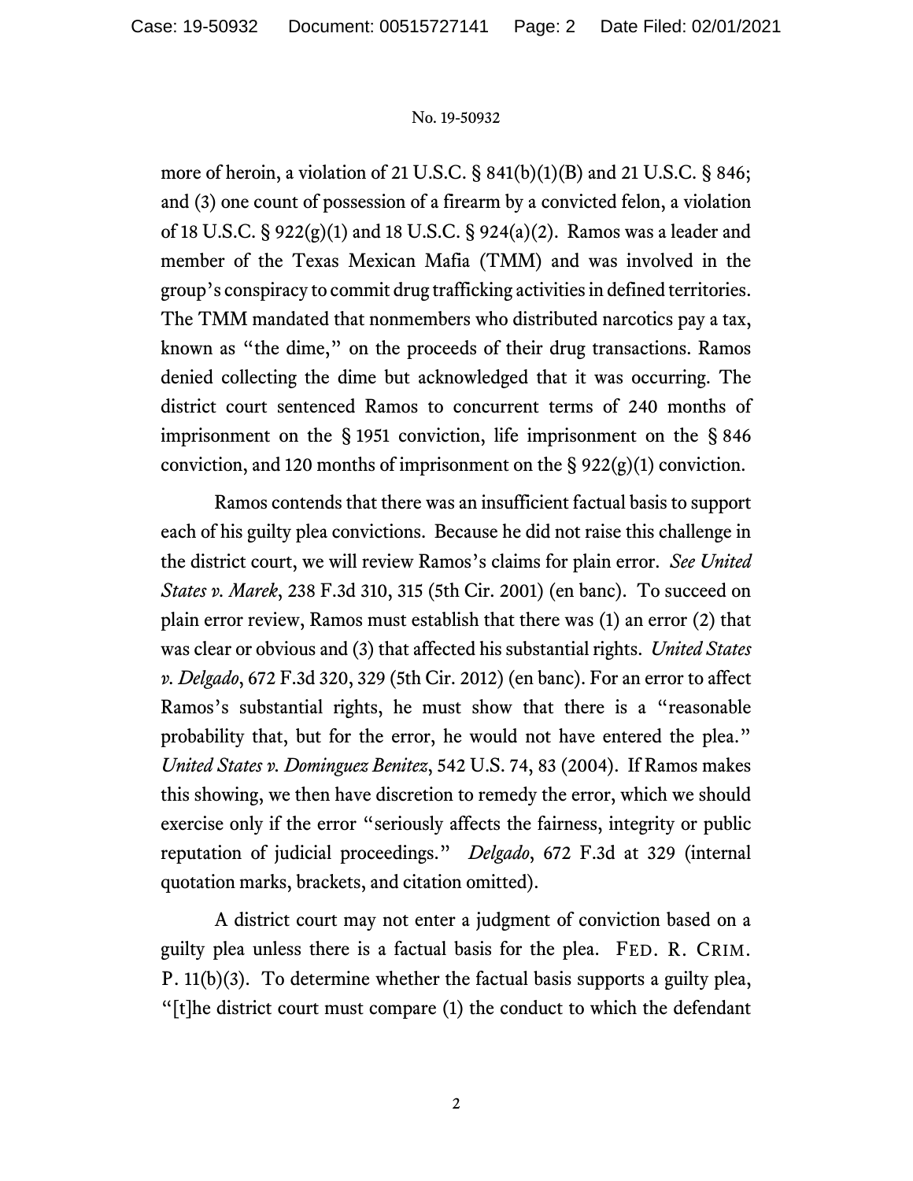more of heroin, a violation of 21 U.S.C. § 841(b)(1)(B) and 21 U.S.C. § 846; and (3) one count of possession of a firearm by a convicted felon, a violation of 18 U.S.C. § 922(g)(1) and 18 U.S.C. § 924(a)(2). Ramos was a leader and member of the Texas Mexican Mafia (TMM) and was involved in the group's conspiracy to commit drug trafficking activities in defined territories. The TMM mandated that nonmembers who distributed narcotics pay a tax, known as "the dime," on the proceeds of their drug transactions. Ramos denied collecting the dime but acknowledged that it was occurring. The district court sentenced Ramos to concurrent terms of 240 months of imprisonment on the § 1951 conviction, life imprisonment on the § 846 conviction, and 120 months of imprisonment on the § 922(g)(1) conviction.

Ramos contends that there was an insufficient factual basis to support each of his guilty plea convictions. Because he did not raise this challenge in the district court, we will review Ramos's claims for plain error. *See United States v. Marek*, 238 F.3d 310, 315 (5th Cir. 2001) (en banc). To succeed on plain error review, Ramos must establish that there was (1) an error (2) that was clear or obvious and (3) that affected his substantial rights. *United States v. Delgado*, 672 F.3d 320, 329 (5th Cir. 2012) (en banc). For an error to affect Ramos's substantial rights, he must show that there is a "reasonable probability that, but for the error, he would not have entered the plea." *United States v. Dominguez Benitez*, 542 U.S. 74, 83 (2004). If Ramos makes this showing, we then have discretion to remedy the error, which we should exercise only if the error "seriously affects the fairness, integrity or public reputation of judicial proceedings." *Delgado*, 672 F.3d at 329 (internal quotation marks, brackets, and citation omitted).

A district court may not enter a judgment of conviction based on a guilty plea unless there is a factual basis for the plea. FED. R. CRIM. P. 11(b)(3). To determine whether the factual basis supports a guilty plea, "[t]he district court must compare (1) the conduct to which the defendant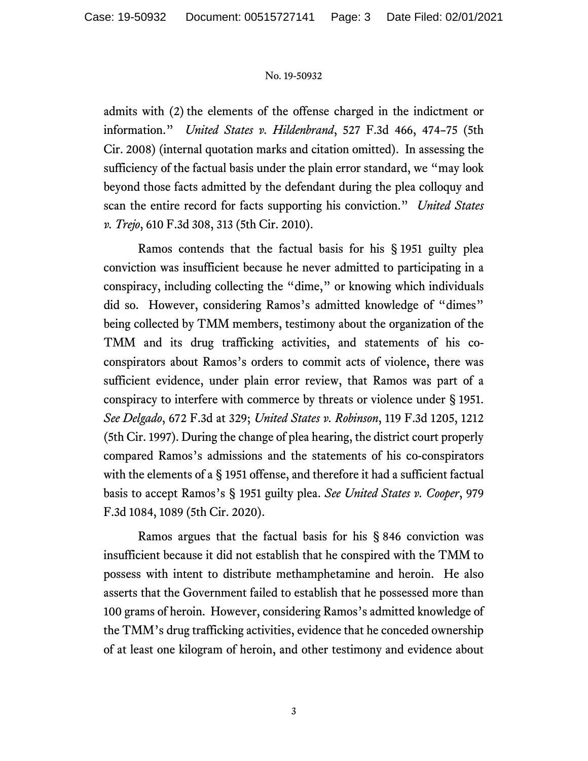admits with (2) the elements of the offense charged in the indictment or information." *United States v. Hildenbrand*, 527 F.3d 466, 474–75 (5th Cir. 2008) (internal quotation marks and citation omitted). In assessing the sufficiency of the factual basis under the plain error standard, we "may look beyond those facts admitted by the defendant during the plea colloquy and scan the entire record for facts supporting his conviction." *United States v. Trejo*, 610 F.3d 308, 313 (5th Cir. 2010).

Ramos contends that the factual basis for his § 1951 guilty plea conviction was insufficient because he never admitted to participating in a conspiracy, including collecting the "dime," or knowing which individuals did so. However, considering Ramos's admitted knowledge of "dimes" being collected by TMM members, testimony about the organization of the TMM and its drug trafficking activities, and statements of his co-conspirators about Ramos's orders to commit acts of violence, there was sufficient evidence, under plain error review, that Ramos was part of a conspiracy to interfere with commerce by threats or violence under § 1951. *See Delgado*, 672 F.3d at 329; *United States v. Robinson*, 119 F.3d 1205, 1212 (5th Cir. 1997). During the change of plea hearing, the district court properly compared Ramos's admissions and the statements of his co-conspirators with the elements of a § 1951 offense, and therefore it had a sufficient factual basis to accept Ramos's § 1951 guilty plea. *See United States v. Cooper*, 979 F.3d 1084, 1089 (5th Cir. 2020).

Ramos argues that the factual basis for his § 846 conviction was insufficient because it did not establish that he conspired with the TMM to possess with intent to distribute methamphetamine and heroin. He also asserts that the Government failed to establish that he possessed more than 100 grams of heroin. However, considering Ramos's admitted knowledge of the TMM's drug trafficking activities, evidence that he conceded ownership of at least one kilogram of heroin, and other testimony and evidence about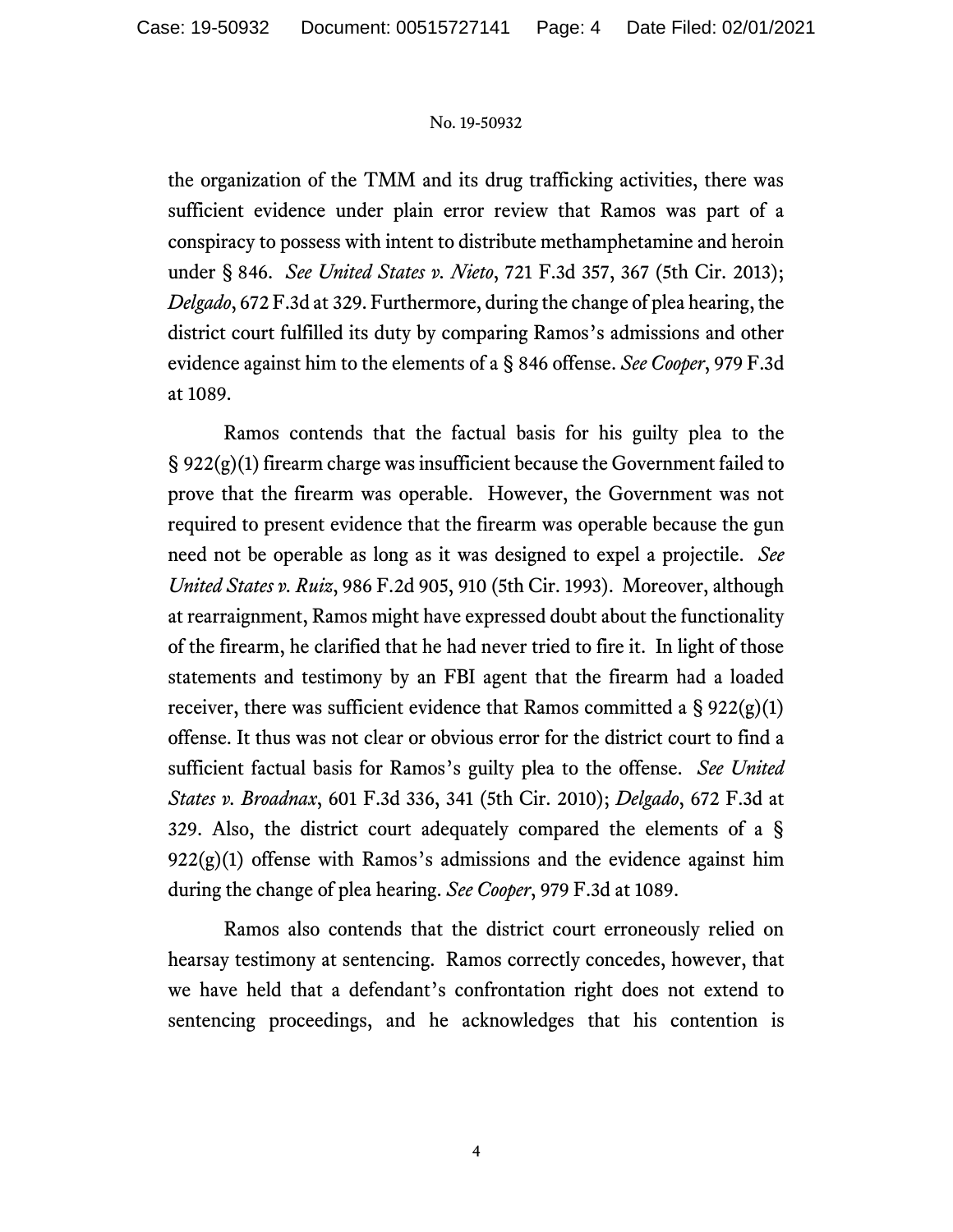the organization of the TMM and its drug trafficking activities, there was sufficient evidence under plain error review that Ramos was part of a conspiracy to possess with intent to distribute methamphetamine and heroin under § 846. *See United States v. Nieto*, 721 F.3d 357, 367 (5th Cir. 2013); *Delgado*, 672 F.3d at 329. Furthermore, during the change of plea hearing, the district court fulfilled its duty by comparing Ramos's admissions and other evidence against him to the elements of a § 846 offense. *See Cooper*, 979 F.3d at 1089.

Ramos contends that the factual basis for his guilty plea to the § 922(g)(1) firearm charge was insufficient because the Government failed to prove that the firearm was operable. However, the Government was not required to present evidence that the firearm was operable because the gun need not be operable as long as it was designed to expel a projectile. *See United States v. Ruiz*, 986 F.2d 905, 910 (5th Cir. 1993). Moreover, although at rearraignment, Ramos might have expressed doubt about the functionality of the firearm, he clarified that he had never tried to fire it. In light of those statements and testimony by an FBI agent that the firearm had a loaded receiver, there was sufficient evidence that Ramos committed a § 922(g)(1) offense. It thus was not clear or obvious error for the district court to find a sufficient factual basis for Ramos's guilty plea to the offense. *See United States v. Broadnax*, 601 F.3d 336, 341 (5th Cir. 2010); *Delgado*, 672 F.3d at 329. Also, the district court adequately compared the elements of a § 922(g)(1) offense with Ramos's admissions and the evidence against him during the change of plea hearing. *See Cooper*, 979 F.3d at 1089.

Ramos also contends that the district court erroneously relied on hearsay testimony at sentencing. Ramos correctly concedes, however, that we have held that a defendant's confrontation right does not extend to sentencing proceedings, and he acknowledges that his contention is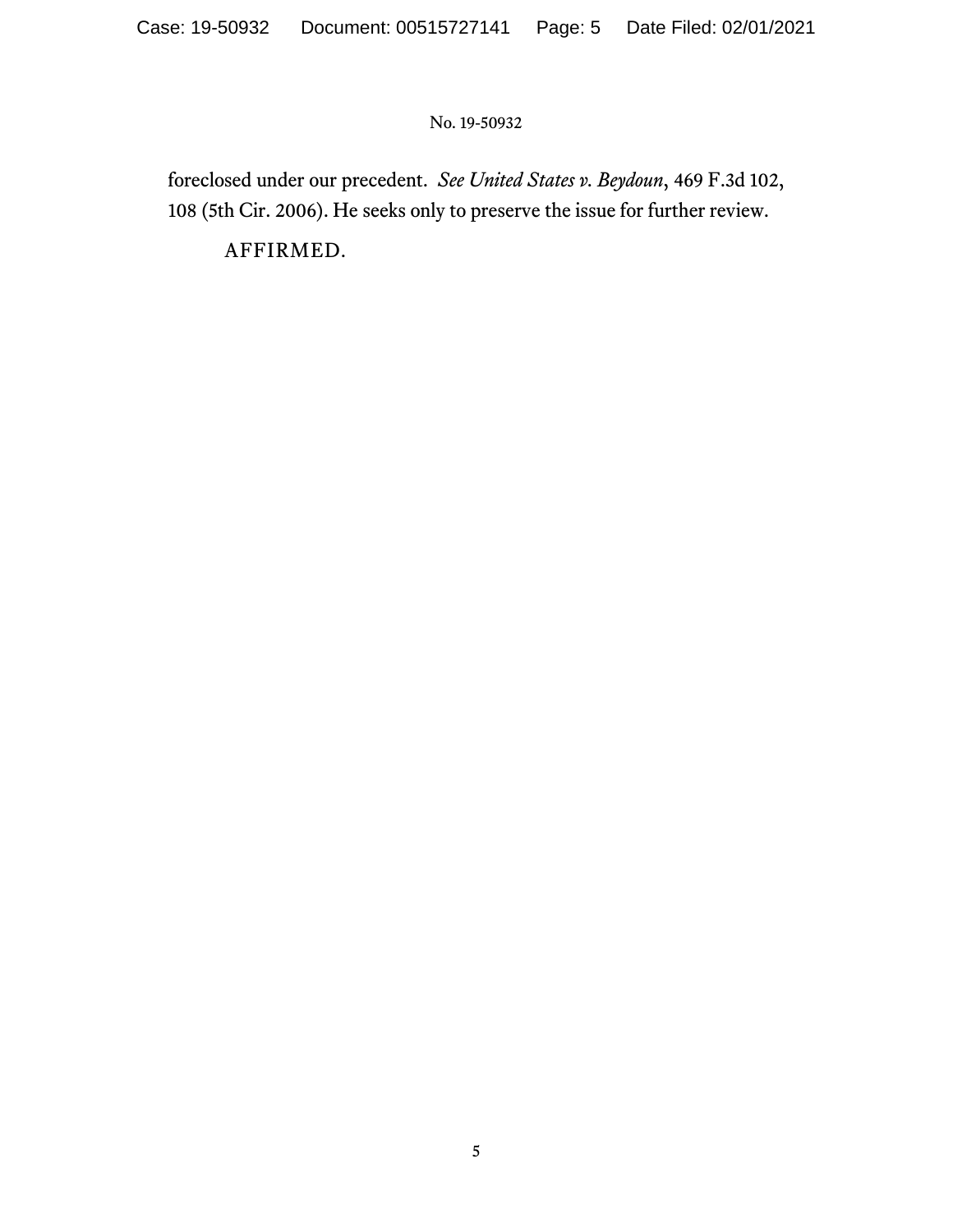foreclosed under our precedent. *See United States v. Beydoun*, 469 F.3d 102, 108 (5th Cir. 2006). He seeks only to preserve the issue for further review.

AFFIRMED.